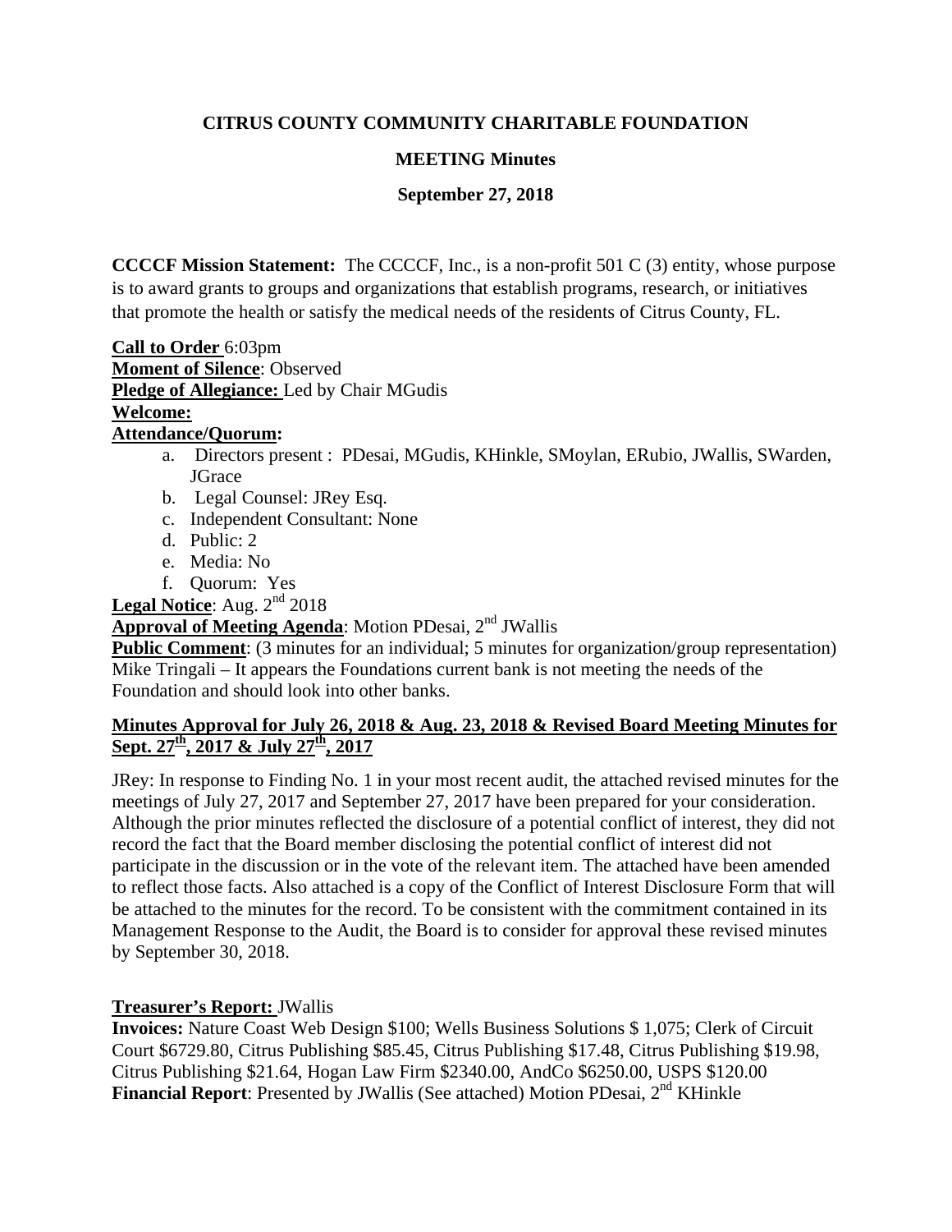**CITRUS COUNTY COMMUNITY CHARITABLE FOUNDATION**

**MEETING Minutes**

**September 27, 2018**

**CCCCF Mission Statement:** The CCCCF, Inc., is a non-profit 501 C (3) entity, whose purpose is to award grants to groups and organizations that establish programs, research, or initiatives that promote the health or satisfy the medical needs of the residents of Citrus County, FL.

**Call to Order** 6:03pm
**Moment of Silence**: Observed
**Pledge of Allegiance:** Led by Chair MGudis
**Welcome:**
**Attendance/Quorum:**

a. Directors present : PDesai, MGudis, KHinkle, SMoylan, ERubio, JWallis, SWarden, JGrace
b. Legal Counsel: JRey Esq.
c. Independent Consultant: None
d. Public: 2
e. Media: No
f. Quorum: Yes

**Legal Notice**: Aug. 2nd 2018
**Approval of Meeting Agenda**: Motion PDesai, 2nd JWallis
**Public Comment**: (3 minutes for an individual; 5 minutes for organization/group representation)
Mike Tringali – It appears the Foundations current bank is not meeting the needs of the Foundation and should look into other banks.

**Minutes Approval for July 26, 2018 & Aug. 23, 2018 & Revised Board Meeting Minutes for Sept. 27th, 2017 & July 27th, 2017**

JRey: In response to Finding No. 1 in your most recent audit, the attached revised minutes for the meetings of July 27, 2017 and September 27, 2017 have been prepared for your consideration. Although the prior minutes reflected the disclosure of a potential conflict of interest, they did not record the fact that the Board member disclosing the potential conflict of interest did not participate in the discussion or in the vote of the relevant item. The attached have been amended to reflect those facts. Also attached is a copy of the Conflict of Interest Disclosure Form that will be attached to the minutes for the record. To be consistent with the commitment contained in its Management Response to the Audit, the Board is to consider for approval these revised minutes by September 30, 2018.

**Treasurer's Report:** JWallis
**Invoices:** Nature Coast Web Design $100; Wells Business Solutions $ 1,075; Clerk of Circuit Court $6729.80, Citrus Publishing $85.45, Citrus Publishing $17.48, Citrus Publishing $19.98, Citrus Publishing $21.64, Hogan Law Firm $2340.00, AndCo $6250.00, USPS $120.00
**Financial Report**: Presented by JWallis (See attached) Motion PDesai, 2nd KHinkle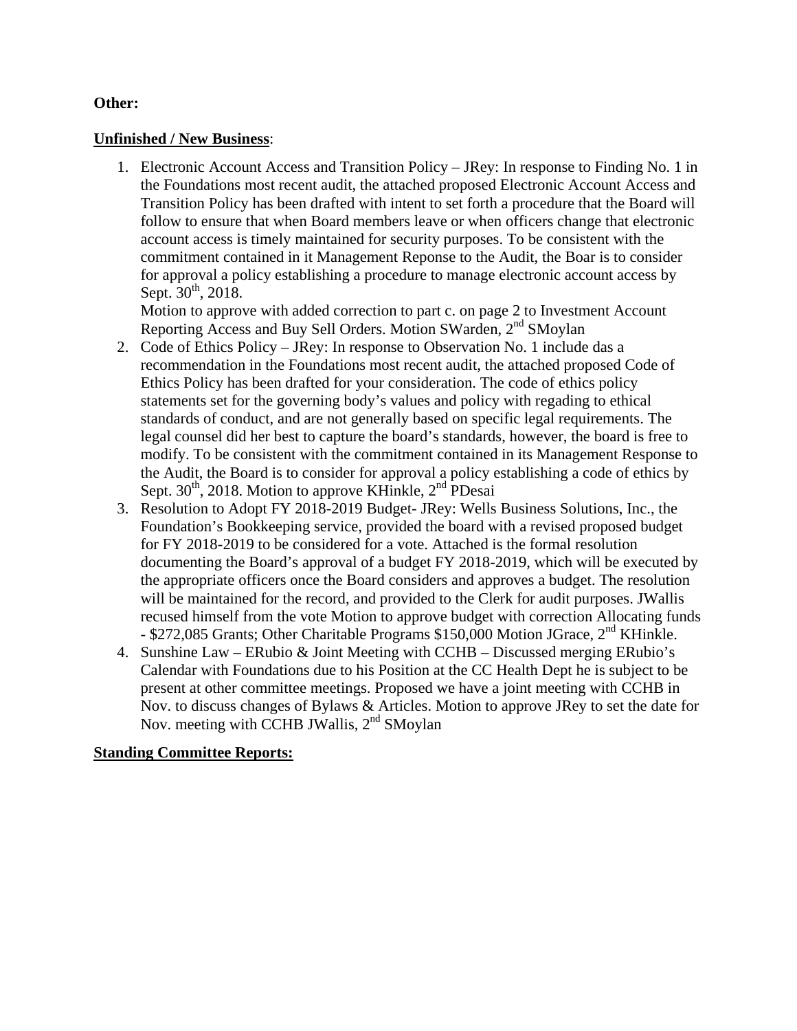**Other:**

**Unfinished / New Business**:

1. Electronic Account Access and Transition Policy – JRey: In response to Finding No. 1 in the Foundations most recent audit, the attached proposed Electronic Account Access and Transition Policy has been drafted with intent to set forth a procedure that the Board will follow to ensure that when Board members leave or when officers change that electronic account access is timely maintained for security purposes. To be consistent with the commitment contained in it Management Reponse to the Audit, the Boar is to consider for approval a policy establishing a procedure to manage electronic account access by Sept. 30th, 2018.
   Motion to approve with added correction to part c. on page 2 to Investment Account Reporting Access and Buy Sell Orders. Motion SWarden, 2nd SMoylan
2. Code of Ethics Policy – JRey: In response to Observation No. 1 include das a recommendation in the Foundations most recent audit, the attached proposed Code of Ethics Policy has been drafted for your consideration. The code of ethics policy statements set for the governing body's values and policy with regading to ethical standards of conduct, and are not generally based on specific legal requirements. The legal counsel did her best to capture the board's standards, however, the board is free to modify. To be consistent with the commitment contained in its Management Response to the Audit, the Board is to consider for approval a policy establishing a code of ethics by Sept. 30th, 2018. Motion to approve KHinkle, 2nd PDesai
3. Resolution to Adopt FY 2018-2019 Budget- JRey: Wells Business Solutions, Inc., the Foundation's Bookkeeping service, provided the board with a revised proposed budget for FY 2018-2019 to be considered for a vote. Attached is the formal resolution documenting the Board's approval of a budget FY 2018-2019, which will be executed by the appropriate officers once the Board considers and approves a budget. The resolution will be maintained for the record, and provided to the Clerk for audit purposes. JWallis recused himself from the vote Motion to approve budget with correction Allocating funds - $272,085 Grants; Other Charitable Programs $150,000 Motion JGrace, 2nd KHinkle.
4. Sunshine Law – ERubio & Joint Meeting with CCHB – Discussed merging ERubio's Calendar with Foundations due to his Position at the CC Health Dept he is subject to be present at other committee meetings. Proposed we have a joint meeting with CCHB in Nov. to discuss changes of Bylaws & Articles. Motion to approve JRey to set the date for Nov. meeting with CCHB JWallis, 2nd SMoylan

**Standing Committee Reports:**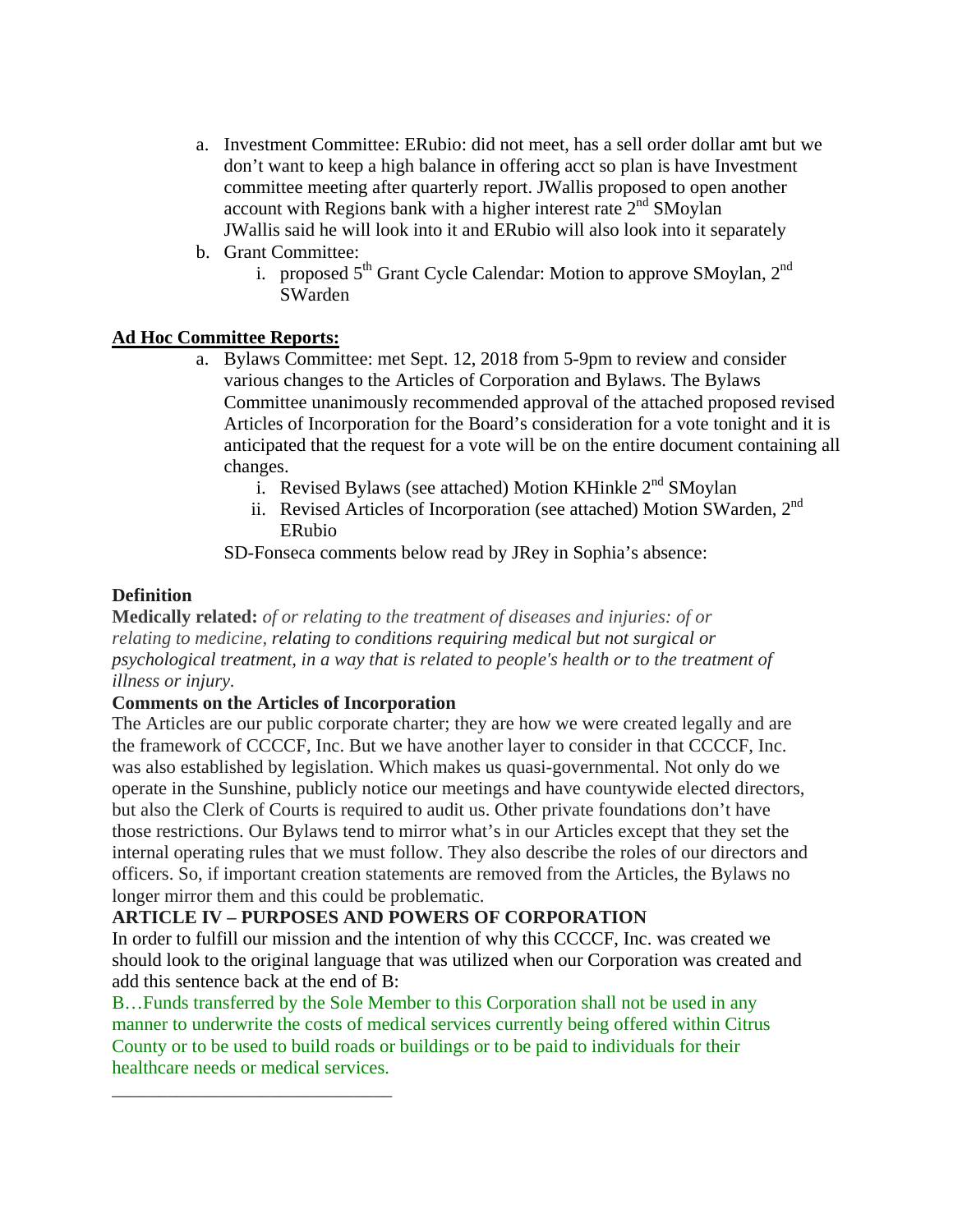a. Investment Committee: ERubio: did not meet, has a sell order dollar amt but we don't want to keep a high balance in offering acct so plan is have Investment committee meeting after quarterly report. JWallis proposed to open another account with Regions bank with a higher interest rate 2nd SMoylan JWallis said he will look into it and ERubio will also look into it separately
b. Grant Committee:
    i. proposed 5th Grant Cycle Calendar: Motion to approve SMoylan, 2nd SWarden

**Ad Hoc Committee Reports:**

a. Bylaws Committee: met Sept. 12, 2018 from 5-9pm to review and consider various changes to the Articles of Corporation and Bylaws. The Bylaws Committee unanimously recommended approval of the attached proposed revised Articles of Incorporation for the Board's consideration for a vote tonight and it is anticipated that the request for a vote will be on the entire document containing all changes.
    i. Revised Bylaws (see attached) Motion KHinkle 2nd SMoylan
    ii. Revised Articles of Incorporation (see attached) Motion SWarden, 2nd ERubio

    SD-Fonseca comments below read by JRey in Sophia's absence:

**Definition**

**Medically related:** *of or relating to the treatment of diseases and injuries: of or relating to medicine, relating to conditions requiring medical but not surgical or psychological treatment, in a way that is related to people's health or to the treatment of illness or injury.*

**Comments on the Articles of Incorporation**

The Articles are our public corporate charter; they are how we were created legally and are the framework of CCCCF, Inc. But we have another layer to consider in that CCCCF, Inc. was also established by legislation. Which makes us quasi-governmental. Not only do we operate in the Sunshine, publicly notice our meetings and have countywide elected directors, but also the Clerk of Courts is required to audit us. Other private foundations don't have those restrictions. Our Bylaws tend to mirror what's in our Articles except that they set the internal operating rules that we must follow. They also describe the roles of our directors and officers. So, if important creation statements are removed from the Articles, the Bylaws no longer mirror them and this could be problematic.

**ARTICLE IV – PURPOSES AND POWERS OF CORPORATION**

In order to fulfill our mission and the intention of why this CCCCF, Inc. was created we should look to the original language that was utilized when our Corporation was created and add this sentence back at the end of B:

B…Funds transferred by the Sole Member to this Corporation shall not be used in any manner to underwrite the costs of medical services currently being offered within Citrus County or to be used to build roads or buildings or to be paid to individuals for their healthcare needs or medical services.

______________________________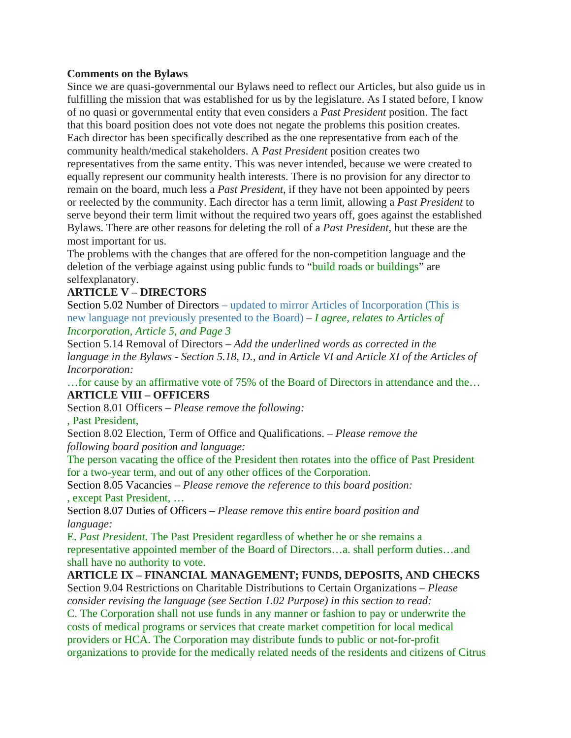**Comments on the Bylaws**

Since we are quasi-governmental our Bylaws need to reflect our Articles, but also guide us in fulfilling the mission that was established for us by the legislature. As I stated before, I know of no quasi or governmental entity that even considers a *Past President* position. The fact that this board position does not vote does not negate the problems this position creates. Each director has been specifically described as the one representative from each of the community health/medical stakeholders. A *Past President* position creates two representatives from the same entity. This was never intended, because we were created to equally represent our community health interests. There is no provision for any director to remain on the board, much less a *Past President*, if they have not been appointed by peers or reelected by the community. Each director has a term limit, allowing a *Past President* to serve beyond their term limit without the required two years off, goes against the established Bylaws. There are other reasons for deleting the roll of a *Past President*, but these are the most important for us.

The problems with the changes that are offered for the non-competition language and the deletion of the verbiage against using public funds to "build roads or buildings" are selfexplanatory.

**ARTICLE V – DIRECTORS**

Section 5.02 Number of Directors – updated to mirror Articles of Incorporation (This is new language not previously presented to the Board) – *I agree, relates to Articles of Incorporation, Article 5, and Page 3*

Section 5.14 Removal of Directors – *Add the underlined words as corrected in the language in the Bylaws - Section 5.18, D., and in Article VI and Article XI of the Articles of Incorporation:*

…for cause by an affirmative vote of 75% of the Board of Directors in attendance and the…

**ARTICLE VIII – OFFICERS**

Section 8.01 Officers – *Please remove the following:*

, Past President,

Section 8.02 Election, Term of Office and Qualifications. – *Please remove the following board position and language:*

The person vacating the office of the President then rotates into the office of Past President for a two-year term, and out of any other offices of the Corporation.

Section 8.05 Vacancies – *Please remove the reference to this board position:*

, except Past President, …

Section 8.07 Duties of Officers – *Please remove this entire board position and language:*

E. *Past President.* The Past President regardless of whether he or she remains a representative appointed member of the Board of Directors…a. shall perform duties…and shall have no authority to vote.

**ARTICLE IX – FINANCIAL MANAGEMENT; FUNDS, DEPOSITS, AND CHECKS**

Section 9.04 Restrictions on Charitable Distributions to Certain Organizations – *Please consider revising the language (see Section 1.02 Purpose) in this section to read:*

C. The Corporation shall not use funds in any manner or fashion to pay or underwrite the costs of medical programs or services that create market competition for local medical providers or HCA. The Corporation may distribute funds to public or not-for-profit organizations to provide for the medically related needs of the residents and citizens of Citrus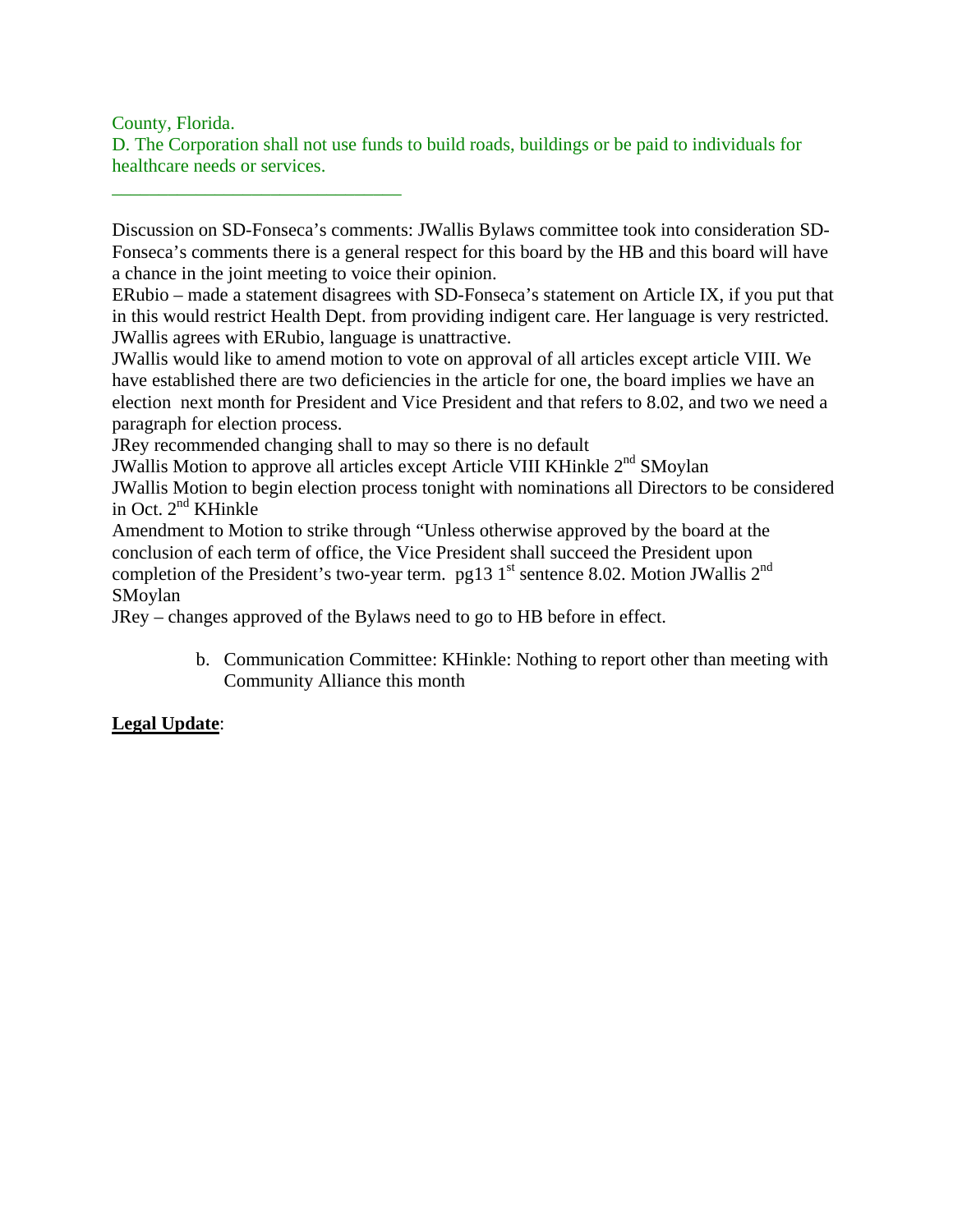County, Florida.
D. The Corporation shall not use funds to build roads, buildings or be paid to individuals for healthcare needs or services.

---

Discussion on SD-Fonseca's comments: JWallis Bylaws committee took into consideration SD-Fonseca's comments there is a general respect for this board by the HB and this board will have a chance in the joint meeting to voice their opinion.
ERubio – made a statement disagrees with SD-Fonseca's statement on Article IX, if you put that in this would restrict Health Dept. from providing indigent care. Her language is very restricted.
JWallis agrees with ERubio, language is unattractive.
JWallis would like to amend motion to vote on approval of all articles except article VIII. We have established there are two deficiencies in the article for one, the board implies we have an election next month for President and Vice President and that refers to 8.02, and two we need a paragraph for election process.
JRey recommended changing shall to may so there is no default
JWallis Motion to approve all articles except Article VIII KHinkle 2nd SMoylan
JWallis Motion to begin election process tonight with nominations all Directors to be considered in Oct. 2nd KHinkle
Amendment to Motion to strike through "Unless otherwise approved by the board at the conclusion of each term of office, the Vice President shall succeed the President upon completion of the President's two-year term. pg13 1st sentence 8.02. Motion JWallis 2nd SMoylan
JRey – changes approved of the Bylaws need to go to HB before in effect.

b. Communication Committee: KHinkle: Nothing to report other than meeting with Community Alliance this month

**Legal Update**: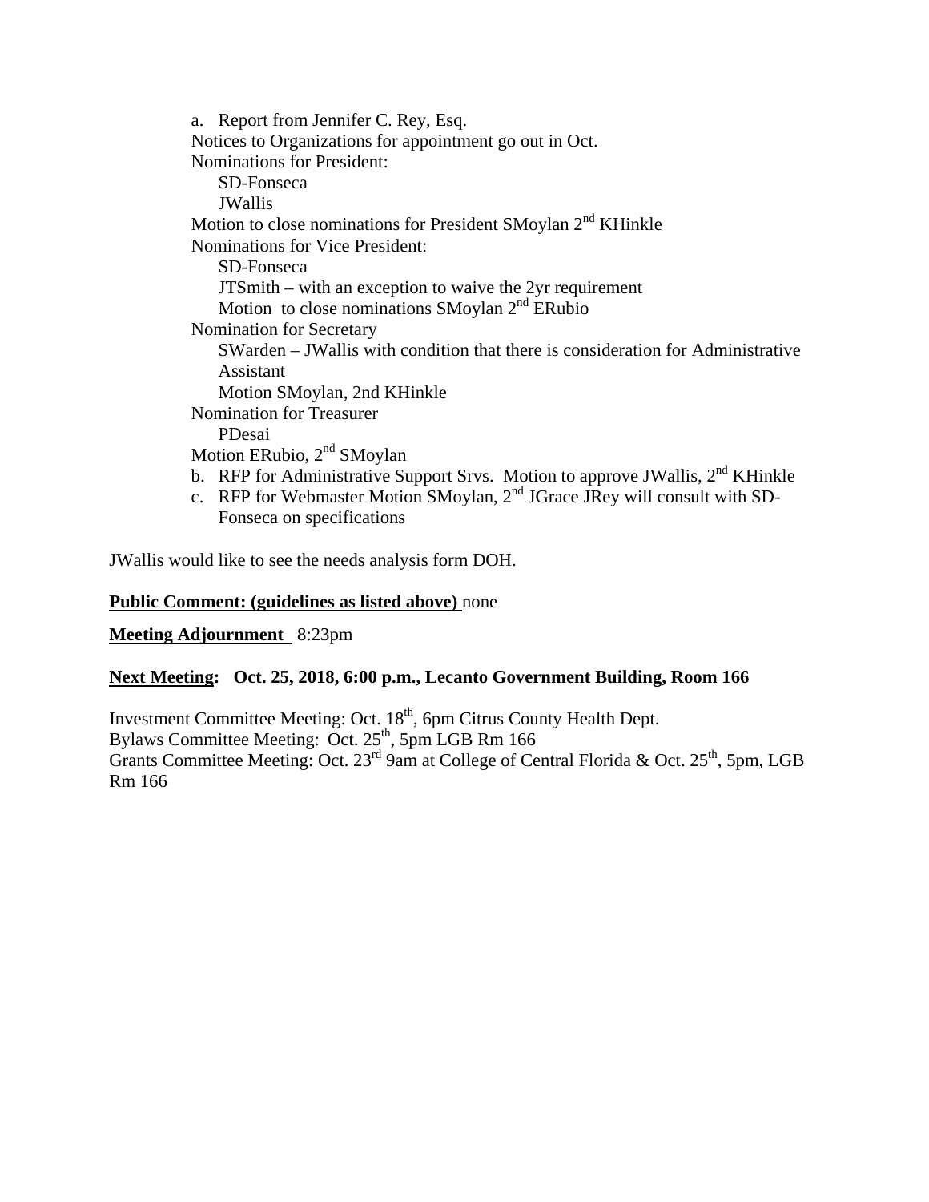a. Report from Jennifer C. Rey, Esq.

Notices to Organizations for appointment go out in Oct.

Nominations for President:

- SD-Fonseca
- JWallis

Motion to close nominations for President SMoylan 2nd KHinkle

Nominations for Vice President:

- SD-Fonseca
- JTSmith – with an exception to waive the 2yr requirement
- Motion to close nominations SMoylan 2nd ERubio

Nomination for Secretary

- SWarden – JWallis with condition that there is consideration for Administrative Assistant
- Motion SMoylan, 2nd KHinkle

Nomination for Treasurer

- PDesai

Motion ERubio, 2nd SMoylan

b. RFP for Administrative Support Srvs. Motion to approve JWallis, 2nd KHinkle

c. RFP for Webmaster Motion SMoylan, 2nd JGrace JRey will consult with SD-Fonseca on specifications

JWallis would like to see the needs analysis form DOH.

**Public Comment: (guidelines as listed above)** none

**Meeting Adjournment** 8:23pm

**Next Meeting: Oct. 25, 2018, 6:00 p.m., Lecanto Government Building, Room 166**

Investment Committee Meeting: Oct. 18th, 6pm Citrus County Health Dept.

Bylaws Committee Meeting: Oct. 25th, 5pm LGB Rm 166

Grants Committee Meeting: Oct. 23rd 9am at College of Central Florida & Oct. 25th, 5pm, LGB Rm 166